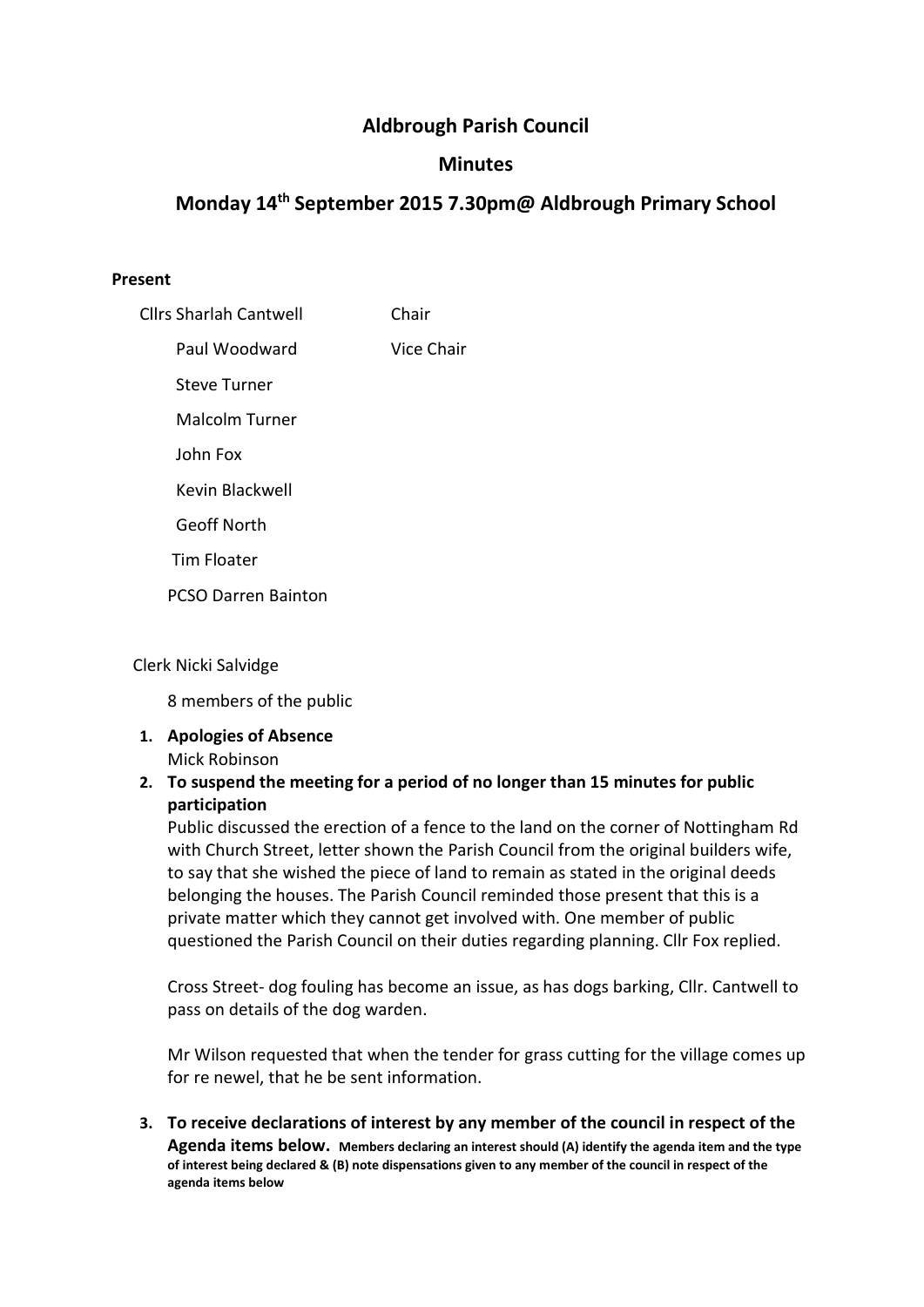# Aldbrough Parish Council

## Minutes

## Monday 14th September 2015 7.30pm@ Aldbrough Primary School

**Present**

| | |
|---|---|
| Cllrs Sharlah Cantwell | Chair |
| Paul Woodward | Vice Chair |
| Steve Turner | |
| Malcolm Turner | |
| John Fox | |
| Kevin Blackwell | |
| Geoff North | |
| Tim Floater | |
| PCSO Darren Bainton | |

Clerk Nicki Salvidge

8 members of the public

1. **Apologies of Absence**
   Mick Robinson

2. **To suspend the meeting for a period of no longer than 15 minutes for public participation**
   Public discussed the erection of a fence to the land on the corner of Nottingham Rd with Church Street, letter shown the Parish Council from the original builders wife, to say that she wished the piece of land to remain as stated in the original deeds belonging the houses. The Parish Council reminded those present that this is a private matter which they cannot get involved with. One member of public questioned the Parish Council on their duties regarding planning. Cllr Fox replied.

   Cross Street- dog fouling has become an issue, as has dogs barking, Cllr. Cantwell to pass on details of the dog warden.

   Mr Wilson requested that when the tender for grass cutting for the village comes up for re newel, that he be sent information.

3. **To receive declarations of interest by any member of the council in respect of the Agenda items below. Members declaring an interest should (A) identify the agenda item and the type of interest being declared & (B) note dispensations given to any member of the council in respect of the agenda items below**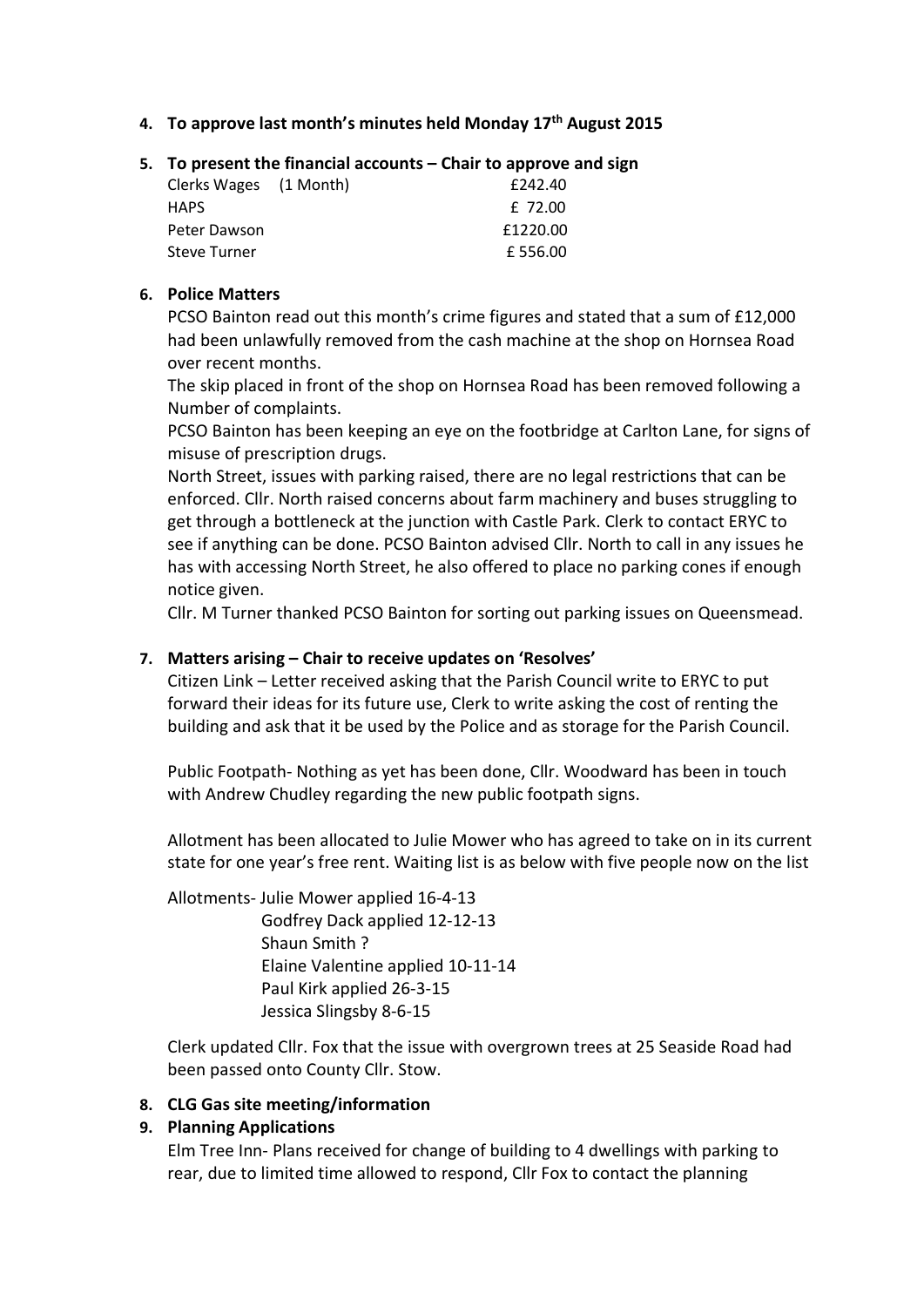**4. To approve last month's minutes held Monday 17th August 2015**

**5. To present the financial accounts – Chair to approve and sign**

| | |
|---|---|
| Clerks Wages (1 Month) | £242.40 |
| HAPS | £ 72.00 |
| Peter Dawson | £1220.00 |
| Steve Turner | £ 556.00 |

**6. Police Matters**

PCSO Bainton read out this month's crime figures and stated that a sum of £12,000 had been unlawfully removed from the cash machine at the shop on Hornsea Road over recent months.

The skip placed in front of the shop on Hornsea Road has been removed following a Number of complaints.

PCSO Bainton has been keeping an eye on the footbridge at Carlton Lane, for signs of misuse of prescription drugs.

North Street, issues with parking raised, there are no legal restrictions that can be enforced. Cllr. North raised concerns about farm machinery and buses struggling to get through a bottleneck at the junction with Castle Park. Clerk to contact ERYC to see if anything can be done. PCSO Bainton advised Cllr. North to call in any issues he has with accessing North Street, he also offered to place no parking cones if enough notice given.

Cllr. M Turner thanked PCSO Bainton for sorting out parking issues on Queensmead.

**7. Matters arising – Chair to receive updates on 'Resolves'**

Citizen Link – Letter received asking that the Parish Council write to ERYC to put forward their ideas for its future use, Clerk to write asking the cost of renting the building and ask that it be used by the Police and as storage for the Parish Council.

Public Footpath- Nothing as yet has been done, Cllr. Woodward has been in touch with Andrew Chudley regarding the new public footpath signs.

Allotment has been allocated to Julie Mower who has agreed to take on in its current state for one year's free rent. Waiting list is as below with five people now on the list

Allotments- Julie Mower applied 16-4-13
Godfrey Dack applied 12-12-13
Shaun Smith ?
Elaine Valentine applied 10-11-14
Paul Kirk applied 26-3-15
Jessica Slingsby 8-6-15

Clerk updated Cllr. Fox that the issue with overgrown trees at 25 Seaside Road had been passed onto County Cllr. Stow.

**8. CLG Gas site meeting/information**

**9. Planning Applications**

Elm Tree Inn- Plans received for change of building to 4 dwellings with parking to rear, due to limited time allowed to respond, Cllr Fox to contact the planning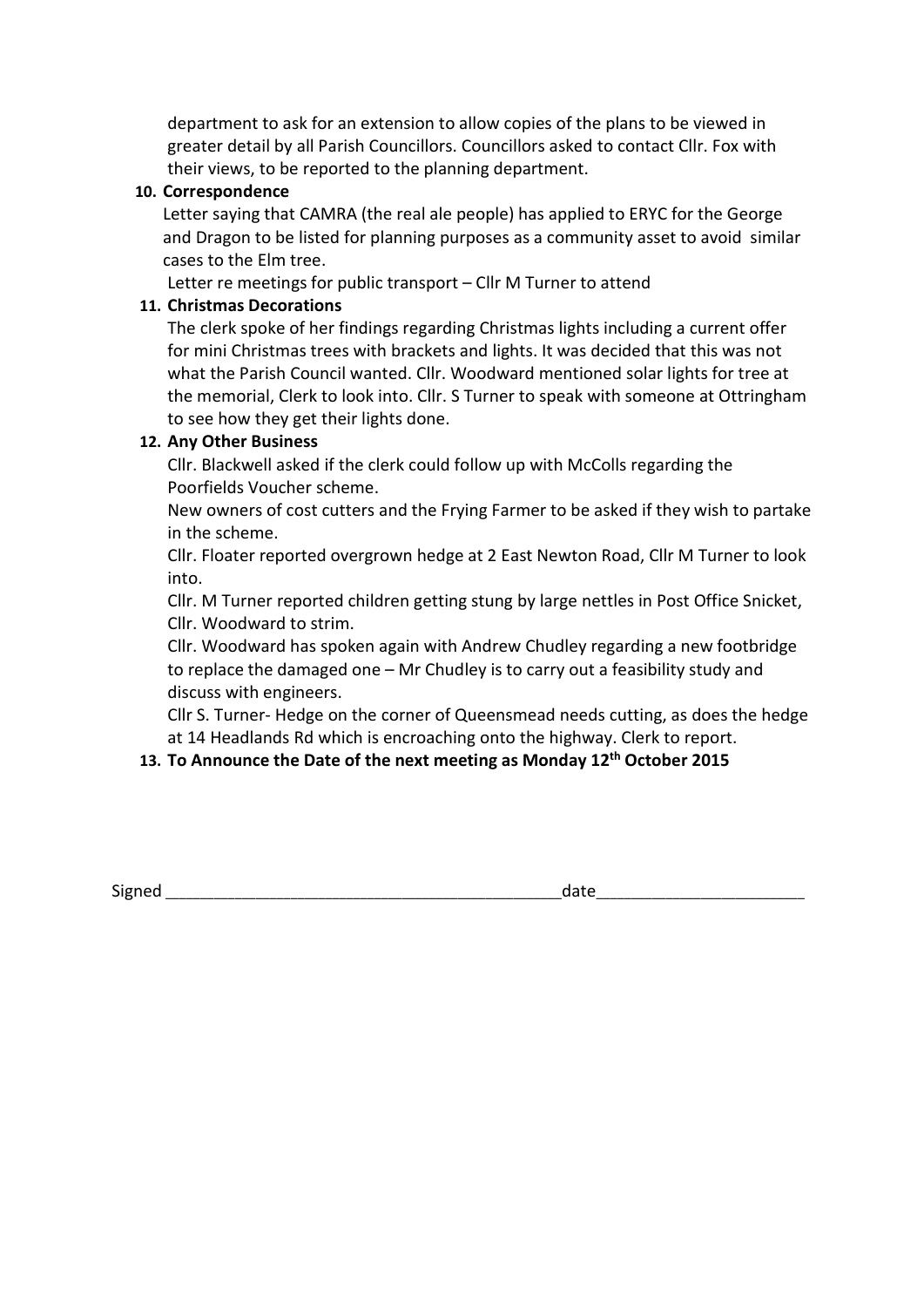department to ask for an extension to allow copies of the plans to be viewed in greater detail by all Parish Councillors. Councillors asked to contact Cllr. Fox with their views, to be reported to the planning department.

**10. Correspondence**

Letter saying that CAMRA (the real ale people) has applied to ERYC for the George and Dragon to be listed for planning purposes as a community asset to avoid similar cases to the Elm tree.

Letter re meetings for public transport – Cllr M Turner to attend

**11. Christmas Decorations**

The clerk spoke of her findings regarding Christmas lights including a current offer for mini Christmas trees with brackets and lights. It was decided that this was not what the Parish Council wanted. Cllr. Woodward mentioned solar lights for tree at the memorial, Clerk to look into. Cllr. S Turner to speak with someone at Ottringham to see how they get their lights done.

**12. Any Other Business**

Cllr. Blackwell asked if the clerk could follow up with McColls regarding the Poorfields Voucher scheme.

New owners of cost cutters and the Frying Farmer to be asked if they wish to partake in the scheme.

Cllr. Floater reported overgrown hedge at 2 East Newton Road, Cllr M Turner to look into.

Cllr. M Turner reported children getting stung by large nettles in Post Office Snicket, Cllr. Woodward to strim.

Cllr. Woodward has spoken again with Andrew Chudley regarding a new footbridge to replace the damaged one – Mr Chudley is to carry out a feasibility study and discuss with engineers.

Cllr S. Turner- Hedge on the corner of Queensmead needs cutting, as does the hedge at 14 Headlands Rd which is encroaching onto the highway. Clerk to report.

**13. To Announce the Date of the next meeting as Monday 12th October 2015**

Signed ___________________________________________date______________________